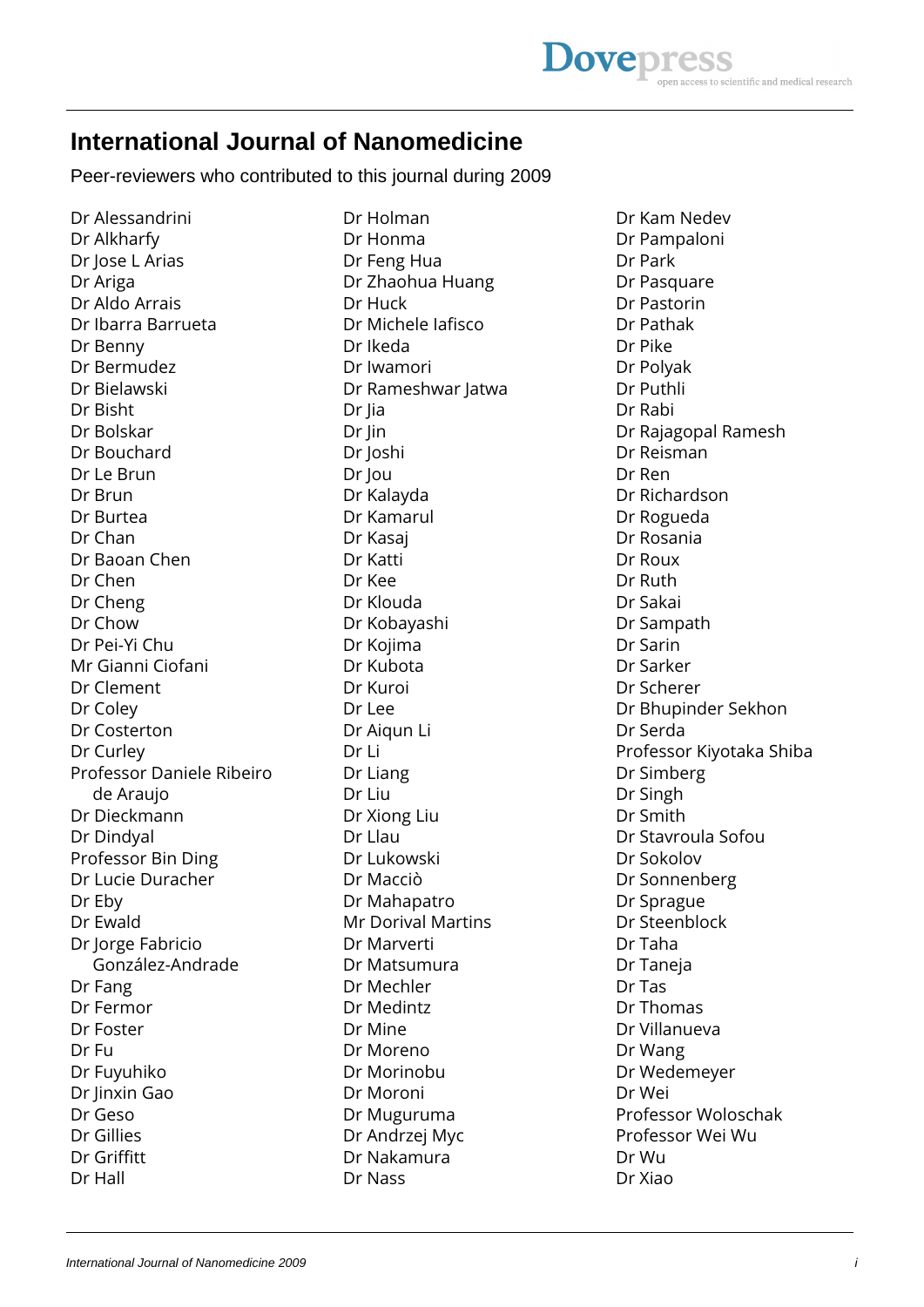# International Journal of Nanomedicine

Peer-reviewers who contributed to this journal during 2009

Dr Alessandrini
Dr Alkharfy
Dr Jose L Arias
Dr Ariga
Dr Aldo Arrais
Dr Ibarra Barrueta
Dr Benny
Dr Bermudez
Dr Bielawski
Dr Bisht
Dr Bolskar
Dr Bouchard
Dr Le Brun
Dr Brun
Dr Burtea
Dr Chan
Dr Baoan Chen
Dr Chen
Dr Cheng
Dr Chow
Dr Pei-Yi Chu
Mr Gianni Ciofani
Dr Clement
Dr Coley
Dr Costerton
Dr Curley
Professor Daniele Ribeiro de Araujo
Dr Dieckmann
Dr Dindyal
Professor Bin Ding
Dr Lucie Duracher
Dr Eby
Dr Ewald
Dr Jorge Fabricio González-Andrade
Dr Fang
Dr Fermor
Dr Foster
Dr Fu
Dr Fuyuhiko
Dr Jinxin Gao
Dr Geso
Dr Gillies
Dr Griffitt
Dr Hall
Dr Holman
Dr Honma
Dr Feng Hua
Dr Zhaohua Huang
Dr Huck
Dr Michele Iafisco
Dr Ikeda
Dr Iwamori
Dr Rameshwar Jatwa
Dr Jia
Dr Jin
Dr Joshi
Dr Jou
Dr Kalayda
Dr Kamarul
Dr Kasaj
Dr Katti
Dr Kee
Dr Klouda
Dr Kobayashi
Dr Kojima
Dr Kubota
Dr Kuroi
Dr Lee
Dr Aiqun Li
Dr Li
Dr Liang
Dr Liu
Dr Xiong Liu
Dr Llau
Dr Lukowski
Dr Macciò
Dr Mahapatro
Mr Dorival Martins
Dr Marverti
Dr Matsumura
Dr Mechler
Dr Medintz
Dr Mine
Dr Moreno
Dr Morinobu
Dr Moroni
Dr Muguruma
Dr Andrzej Myc
Dr Nakamura
Dr Nass
Dr Kam Nedev
Dr Pampaloni
Dr Park
Dr Pasquare
Dr Pastorin
Dr Pathak
Dr Pike
Dr Polyak
Dr Puthli
Dr Rabi
Dr Rajagopal Ramesh
Dr Reisman
Dr Ren
Dr Richardson
Dr Rogueda
Dr Rosania
Dr Roux
Dr Ruth
Dr Sakai
Dr Sampath
Dr Sarin
Dr Sarker
Dr Scherer
Dr Bhupinder Sekhon
Dr Serda
Professor Kiyotaka Shiba
Dr Simberg
Dr Singh
Dr Smith
Dr Stavroula Sofou
Dr Sokolov
Dr Sonnenberg
Dr Sprague
Dr Steenblock
Dr Taha
Dr Taneja
Dr Tas
Dr Thomas
Dr Villanueva
Dr Wang
Dr Wedemeyer
Dr Wei
Professor Woloschak
Professor Wei Wu
Dr Wu
Dr Xiao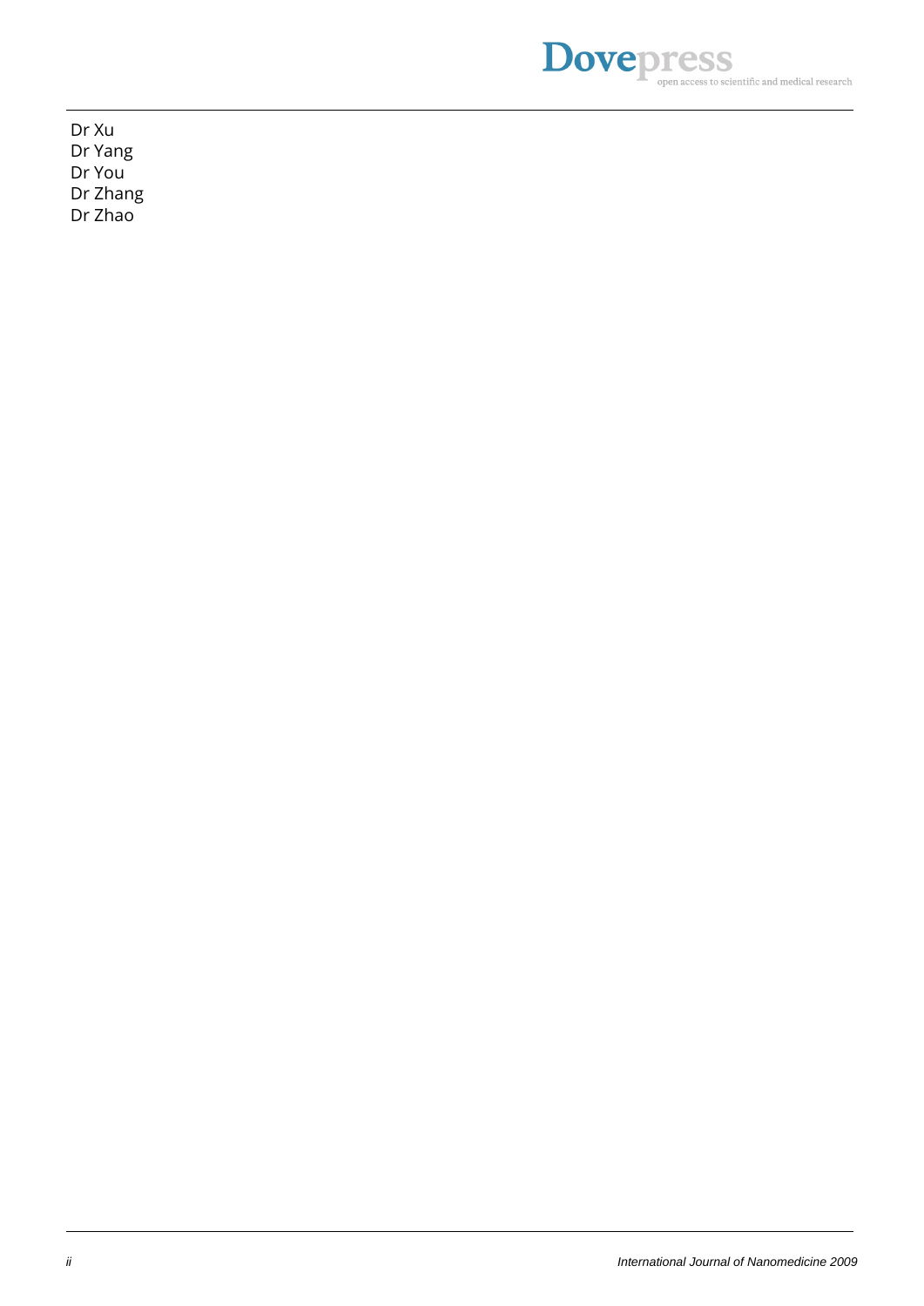Dr Xu
Dr Yang
Dr You
Dr Zhang
Dr Zhao